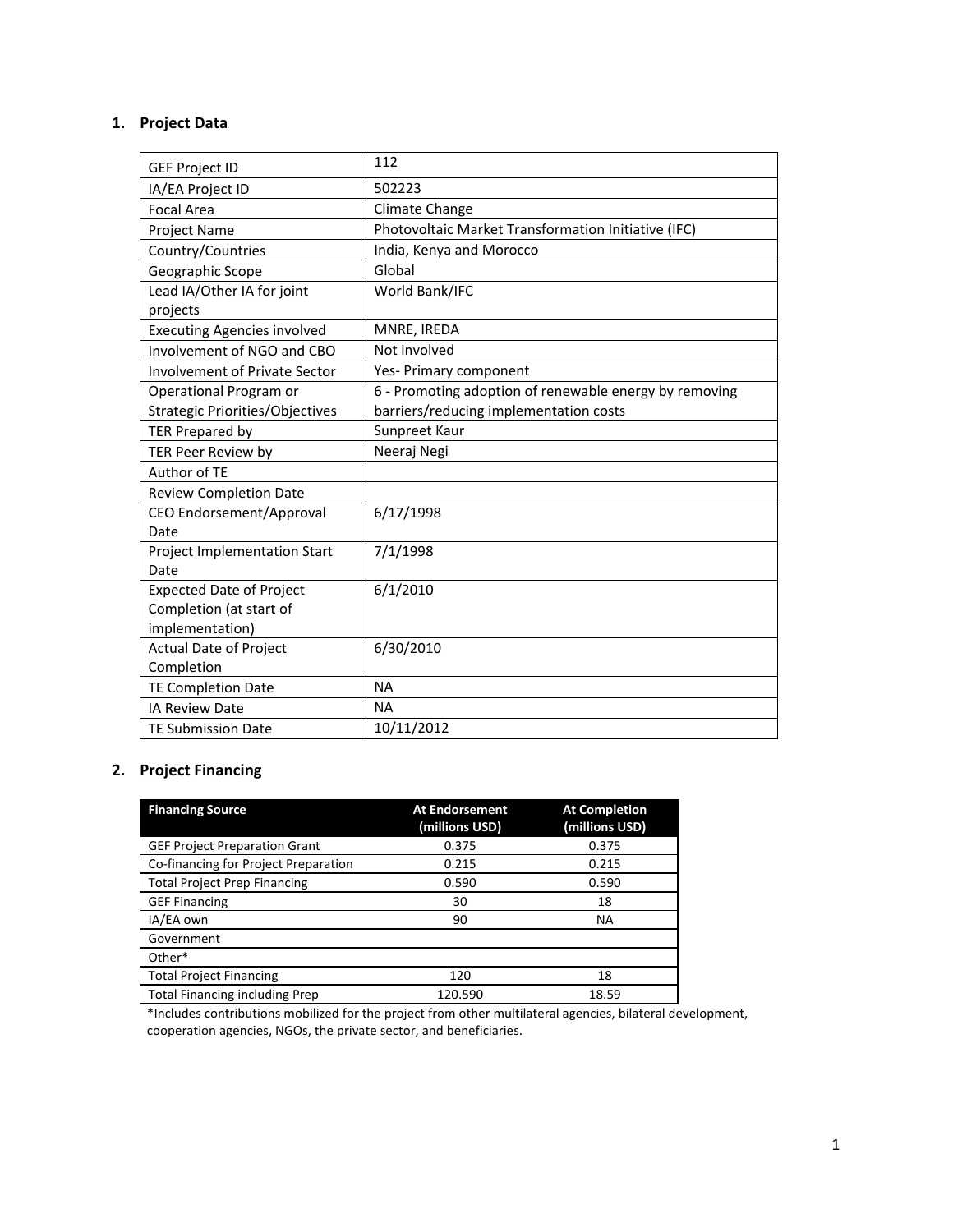## 1. Project Data

| | |
|---|---|
| GEF Project ID | 112 |
| IA/EA Project ID | 502223 |
| Focal Area | Climate Change |
| Project Name | Photovoltaic Market Transformation Initiative (IFC) |
| Country/Countries | India, Kenya and Morocco |
| Geographic Scope | Global |
| Lead IA/Other IA for joint projects | World Bank/IFC |
| Executing Agencies involved | MNRE, IREDA |
| Involvement of NGO and CBO | Not involved |
| Involvement of Private Sector | Yes- Primary component |
| Operational Program or Strategic Priorities/Objectives | 6 - Promoting adoption of renewable energy by removing barriers/reducing implementation costs |
| TER Prepared by | Sunpreet Kaur |
| TER Peer Review by | Neeraj Negi |
| Author of TE | |
| Review Completion Date | |
| CEO Endorsement/Approval Date | 6/17/1998 |
| Project Implementation Start Date | 7/1/1998 |
| Expected Date of Project Completion (at start of implementation) | 6/1/2010 |
| Actual Date of Project Completion | 6/30/2010 |
| TE Completion Date | NA |
| IA Review Date | NA |
| TE Submission Date | 10/11/2012 |

## 2. Project Financing

| Financing Source | At Endorsement (millions USD) | At Completion (millions USD) |
|---|---|---|
| GEF Project Preparation Grant | 0.375 | 0.375 |
| Co-financing for Project Preparation | 0.215 | 0.215 |
| Total Project Prep Financing | 0.590 | 0.590 |
| GEF Financing | 30 | 18 |
| IA/EA own | 90 | NA |
| Government | | |
| Other* | | |
| Total Project Financing | 120 | 18 |
| Total Financing including Prep | 120.590 | 18.59 |

*Includes contributions mobilized for the project from other multilateral agencies, bilateral development, cooperation agencies, NGOs, the private sector, and beneficiaries.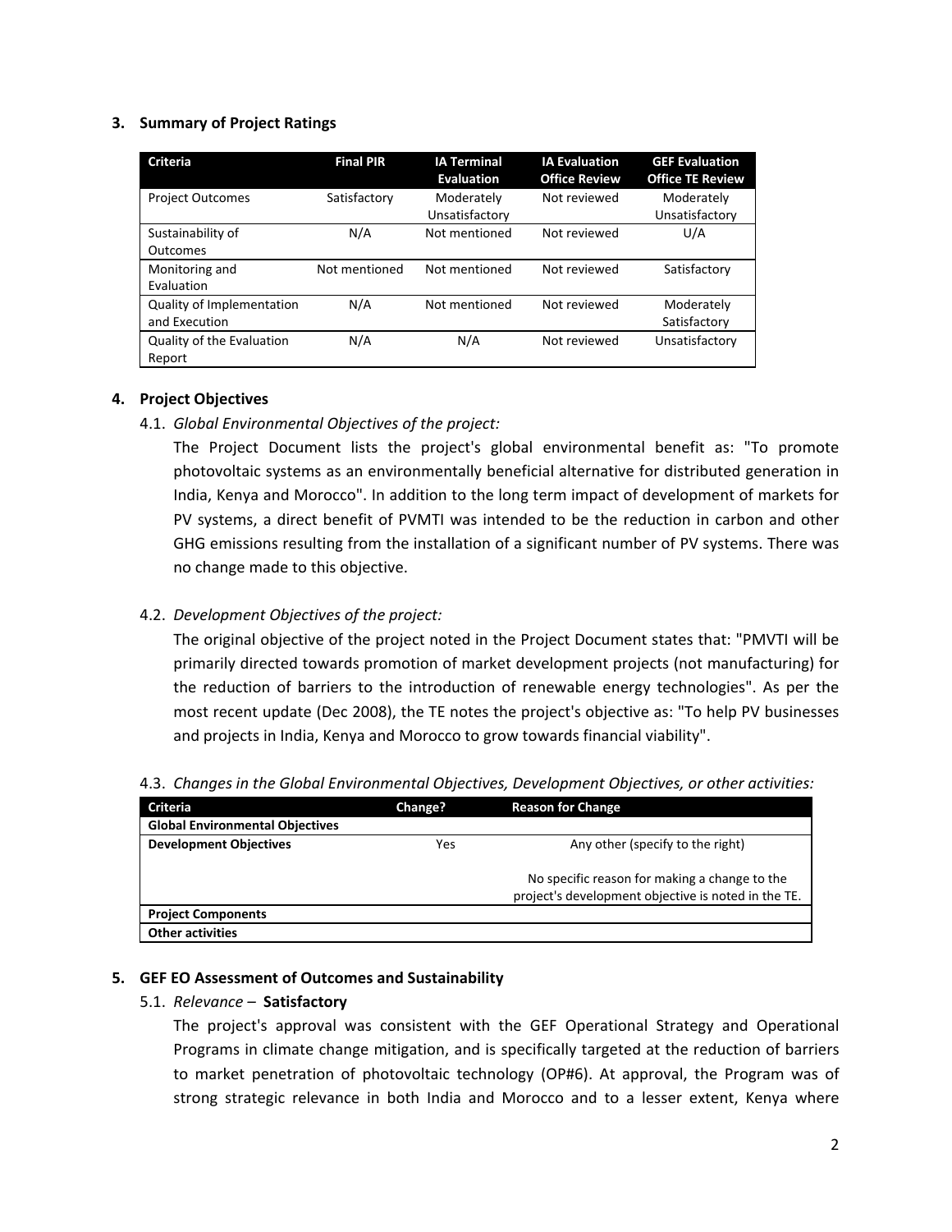### 3. Summary of Project Ratings

| Criteria | Final PIR | IA Terminal Evaluation | IA Evaluation Office Review | GEF Evaluation Office TE Review |
|---|---|---|---|---|
| Project Outcomes | Satisfactory | Moderately Unsatisfactory | Not reviewed | Moderately Unsatisfactory |
| Sustainability of Outcomes | N/A | Not mentioned | Not reviewed | U/A |
| Monitoring and Evaluation | Not mentioned | Not mentioned | Not reviewed | Satisfactory |
| Quality of Implementation and Execution | N/A | Not mentioned | Not reviewed | Moderately Satisfactory |
| Quality of the Evaluation Report | N/A | N/A | Not reviewed | Unsatisfactory |

### 4. Project Objectives

4.1. *Global Environmental Objectives of the project:*

The Project Document lists the project's global environmental benefit as: "To promote photovoltaic systems as an environmentally beneficial alternative for distributed generation in India, Kenya and Morocco". In addition to the long term impact of development of markets for PV systems, a direct benefit of PVMTI was intended to be the reduction in carbon and other GHG emissions resulting from the installation of a significant number of PV systems. There was no change made to this objective.

4.2. *Development Objectives of the project:*

The original objective of the project noted in the Project Document states that: "PMVTI will be primarily directed towards promotion of market development projects (not manufacturing) for the reduction of barriers to the introduction of renewable energy technologies". As per the most recent update (Dec 2008), the TE notes the project's objective as: "To help PV businesses and projects in India, Kenya and Morocco to grow towards financial viability".

4.3. *Changes in the Global Environmental Objectives, Development Objectives, or other activities:*

| Criteria | Change? | Reason for Change |
|---|---|---|
| **Global Environmental Objectives** | | |
| **Development Objectives** | Yes | Any other (specify to the right)<br><br>No specific reason for making a change to the project's development objective is noted in the TE. |
| **Project Components** | | |
| **Other activities** | | |

### 5. GEF EO Assessment of Outcomes and Sustainability

5.1. *Relevance* – **Satisfactory**

The project's approval was consistent with the GEF Operational Strategy and Operational Programs in climate change mitigation, and is specifically targeted at the reduction of barriers to market penetration of photovoltaic technology (OP#6). At approval, the Program was of strong strategic relevance in both India and Morocco and to a lesser extent, Kenya where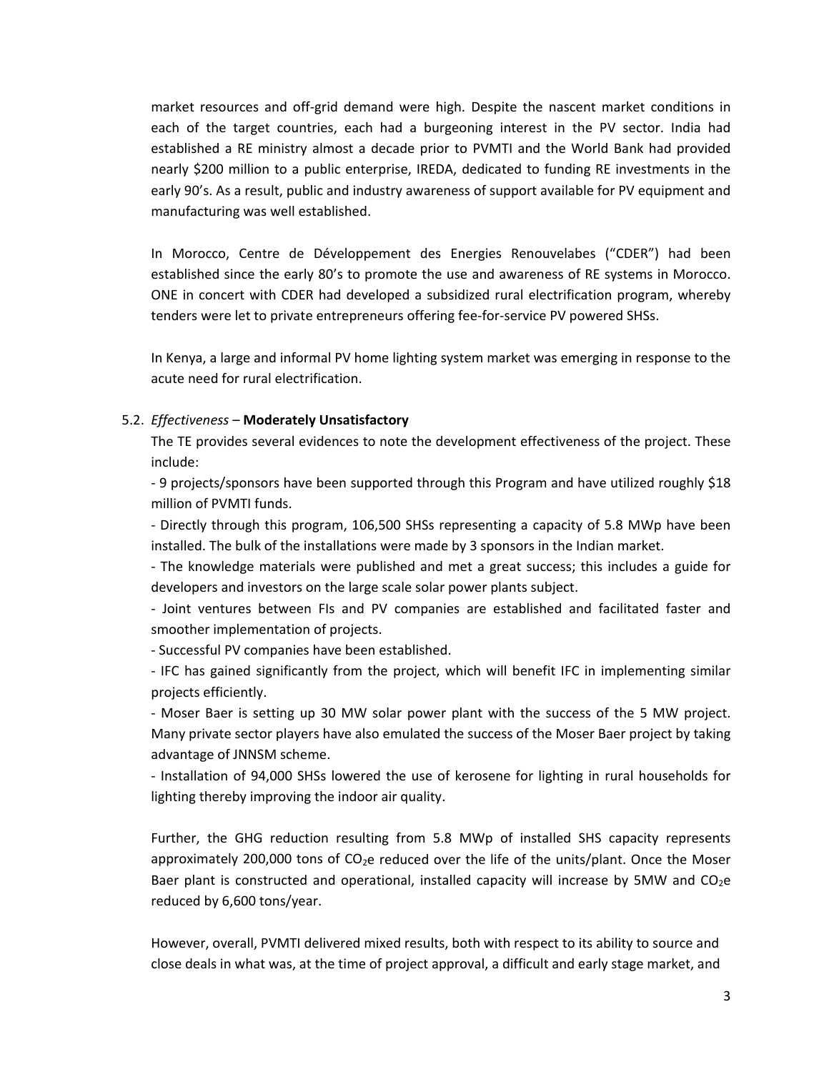market resources and off-grid demand were high. Despite the nascent market conditions in each of the target countries, each had a burgeoning interest in the PV sector. India had established a RE ministry almost a decade prior to PVMTI and the World Bank had provided nearly $200 million to a public enterprise, IREDA, dedicated to funding RE investments in the early 90's. As a result, public and industry awareness of support available for PV equipment and manufacturing was well established.

In Morocco, Centre de Développement des Energies Renouvelabes ("CDER") had been established since the early 80's to promote the use and awareness of RE systems in Morocco. ONE in concert with CDER had developed a subsidized rural electrification program, whereby tenders were let to private entrepreneurs offering fee-for-service PV powered SHSs.

In Kenya, a large and informal PV home lighting system market was emerging in response to the acute need for rural electrification.

5.2. *Effectiveness* – **Moderately Unsatisfactory**

The TE provides several evidences to note the development effectiveness of the project. These include:

- 9 projects/sponsors have been supported through this Program and have utilized roughly $18 million of PVMTI funds.
- Directly through this program, 106,500 SHSs representing a capacity of 5.8 MWp have been installed. The bulk of the installations were made by 3 sponsors in the Indian market.
- The knowledge materials were published and met a great success; this includes a guide for developers and investors on the large scale solar power plants subject.
- Joint ventures between FIs and PV companies are established and facilitated faster and smoother implementation of projects.
- Successful PV companies have been established.
- IFC has gained significantly from the project, which will benefit IFC in implementing similar projects efficiently.
- Moser Baer is setting up 30 MW solar power plant with the success of the 5 MW project. Many private sector players have also emulated the success of the Moser Baer project by taking advantage of JNNSM scheme.
- Installation of 94,000 SHSs lowered the use of kerosene for lighting in rural households for lighting thereby improving the indoor air quality.

Further, the GHG reduction resulting from 5.8 MWp of installed SHS capacity represents approximately 200,000 tons of $CO_2$e reduced over the life of the units/plant. Once the Moser Baer plant is constructed and operational, installed capacity will increase by 5MW and $CO_2$e reduced by 6,600 tons/year.

However, overall, PVMTI delivered mixed results, both with respect to its ability to source and close deals in what was, at the time of project approval, a difficult and early stage market, and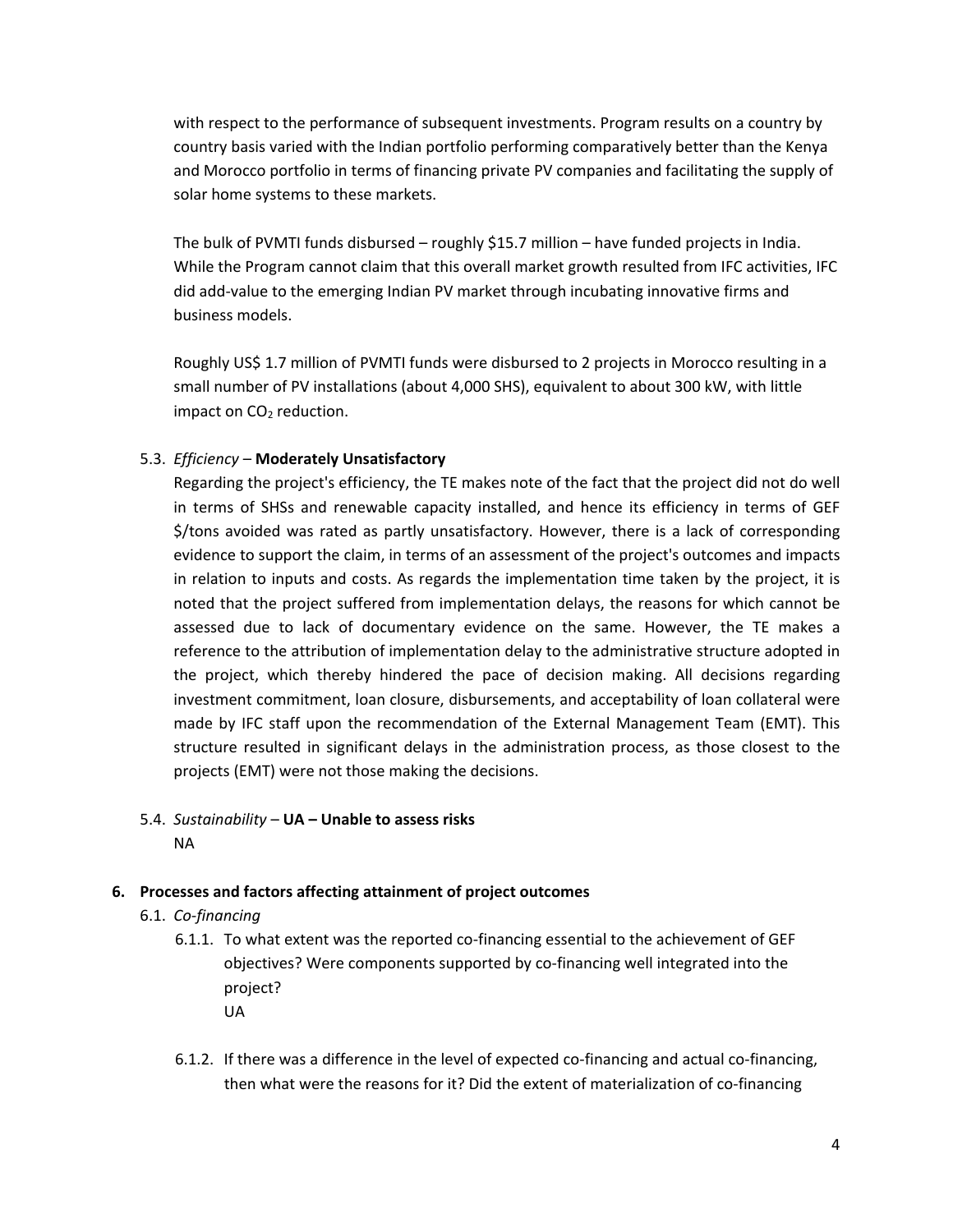with respect to the performance of subsequent investments. Program results on a country by country basis varied with the Indian portfolio performing comparatively better than the Kenya and Morocco portfolio in terms of financing private PV companies and facilitating the supply of solar home systems to these markets.

The bulk of PVMTI funds disbursed – roughly $15.7 million – have funded projects in India. While the Program cannot claim that this overall market growth resulted from IFC activities, IFC did add-value to the emerging Indian PV market through incubating innovative firms and business models.

Roughly US$ 1.7 million of PVMTI funds were disbursed to 2 projects in Morocco resulting in a small number of PV installations (about 4,000 SHS), equivalent to about 300 kW, with little impact on $CO_2$ reduction.

5.3. *Efficiency* – **Moderately Unsatisfactory**

Regarding the project's efficiency, the TE makes note of the fact that the project did not do well in terms of SHSs and renewable capacity installed, and hence its efficiency in terms of GEF $/tons avoided was rated as partly unsatisfactory. However, there is a lack of corresponding evidence to support the claim, in terms of an assessment of the project's outcomes and impacts in relation to inputs and costs. As regards the implementation time taken by the project, it is noted that the project suffered from implementation delays, the reasons for which cannot be assessed due to lack of documentary evidence on the same. However, the TE makes a reference to the attribution of implementation delay to the administrative structure adopted in the project, which thereby hindered the pace of decision making. All decisions regarding investment commitment, loan closure, disbursements, and acceptability of loan collateral were made by IFC staff upon the recommendation of the External Management Team (EMT). This structure resulted in significant delays in the administration process, as those closest to the projects (EMT) were not those making the decisions.

5.4. *Sustainability* – **UA – Unable to assess risks**

NA

**6. Processes and factors affecting attainment of project outcomes**

6.1. *Co-financing*

6.1.1. To what extent was the reported co-financing essential to the achievement of GEF objectives? Were components supported by co-financing well integrated into the project?

UA

6.1.2. If there was a difference in the level of expected co-financing and actual co-financing, then what were the reasons for it? Did the extent of materialization of co-financing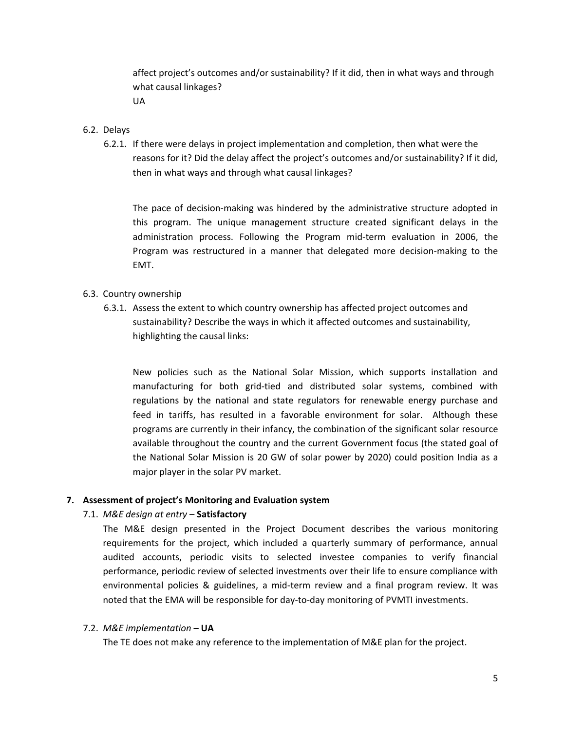affect project's outcomes and/or sustainability? If it did, then in what ways and through what causal linkages?

UA

6.2. Delays

6.2.1. If there were delays in project implementation and completion, then what were the reasons for it? Did the delay affect the project's outcomes and/or sustainability? If it did, then in what ways and through what causal linkages?

The pace of decision-making was hindered by the administrative structure adopted in this program. The unique management structure created significant delays in the administration process. Following the Program mid-term evaluation in 2006, the Program was restructured in a manner that delegated more decision-making to the EMT.

6.3. Country ownership

6.3.1. Assess the extent to which country ownership has affected project outcomes and sustainability? Describe the ways in which it affected outcomes and sustainability, highlighting the causal links:

New policies such as the National Solar Mission, which supports installation and manufacturing for both grid-tied and distributed solar systems, combined with regulations by the national and state regulators for renewable energy purchase and feed in tariffs, has resulted in a favorable environment for solar. Although these programs are currently in their infancy, the combination of the significant solar resource available throughout the country and the current Government focus (the stated goal of the National Solar Mission is 20 GW of solar power by 2020) could position India as a major player in the solar PV market.

## 7. Assessment of project's Monitoring and Evaluation system

7.1. *M&E design at entry* – **Satisfactory**

The M&E design presented in the Project Document describes the various monitoring requirements for the project, which included a quarterly summary of performance, annual audited accounts, periodic visits to selected investee companies to verify financial performance, periodic review of selected investments over their life to ensure compliance with environmental policies & guidelines, a mid-term review and a final program review. It was noted that the EMA will be responsible for day-to-day monitoring of PVMTI investments.

7.2. *M&E implementation* – **UA**

The TE does not make any reference to the implementation of M&E plan for the project.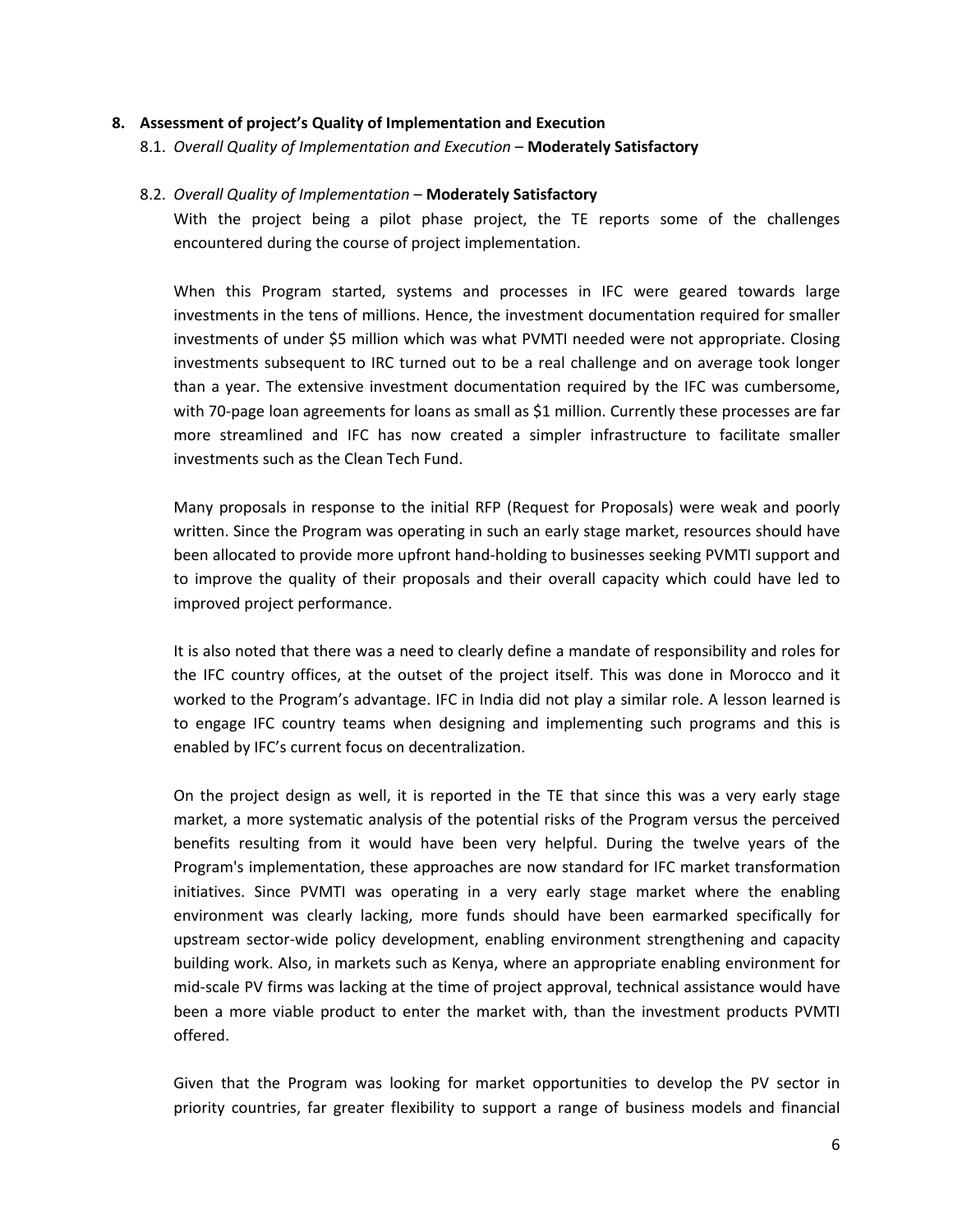**8. Assessment of project's Quality of Implementation and Execution**

8.1. *Overall Quality of Implementation and Execution* – **Moderately Satisfactory**

8.2. *Overall Quality of Implementation* – **Moderately Satisfactory**

With the project being a pilot phase project, the TE reports some of the challenges encountered during the course of project implementation.

When this Program started, systems and processes in IFC were geared towards large investments in the tens of millions. Hence, the investment documentation required for smaller investments of under $5 million which was what PVMTI needed were not appropriate. Closing investments subsequent to IRC turned out to be a real challenge and on average took longer than a year. The extensive investment documentation required by the IFC was cumbersome, with 70-page loan agreements for loans as small as $1 million. Currently these processes are far more streamlined and IFC has now created a simpler infrastructure to facilitate smaller investments such as the Clean Tech Fund.

Many proposals in response to the initial RFP (Request for Proposals) were weak and poorly written. Since the Program was operating in such an early stage market, resources should have been allocated to provide more upfront hand-holding to businesses seeking PVMTI support and to improve the quality of their proposals and their overall capacity which could have led to improved project performance.

It is also noted that there was a need to clearly define a mandate of responsibility and roles for the IFC country offices, at the outset of the project itself. This was done in Morocco and it worked to the Program's advantage. IFC in India did not play a similar role. A lesson learned is to engage IFC country teams when designing and implementing such programs and this is enabled by IFC's current focus on decentralization.

On the project design as well, it is reported in the TE that since this was a very early stage market, a more systematic analysis of the potential risks of the Program versus the perceived benefits resulting from it would have been very helpful. During the twelve years of the Program's implementation, these approaches are now standard for IFC market transformation initiatives. Since PVMTI was operating in a very early stage market where the enabling environment was clearly lacking, more funds should have been earmarked specifically for upstream sector-wide policy development, enabling environment strengthening and capacity building work. Also, in markets such as Kenya, where an appropriate enabling environment for mid-scale PV firms was lacking at the time of project approval, technical assistance would have been a more viable product to enter the market with, than the investment products PVMTI offered.

Given that the Program was looking for market opportunities to develop the PV sector in priority countries, far greater flexibility to support a range of business models and financial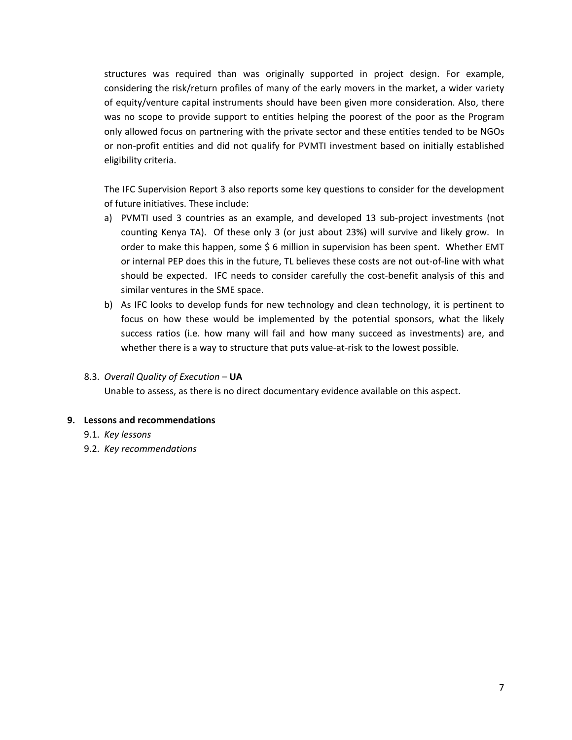structures was required than was originally supported in project design. For example, considering the risk/return profiles of many of the early movers in the market, a wider variety of equity/venture capital instruments should have been given more consideration. Also, there was no scope to provide support to entities helping the poorest of the poor as the Program only allowed focus on partnering with the private sector and these entities tended to be NGOs or non-profit entities and did not qualify for PVMTI investment based on initially established eligibility criteria.

The IFC Supervision Report 3 also reports some key questions to consider for the development of future initiatives. These include:

a) PVMTI used 3 countries as an example, and developed 13 sub-project investments (not counting Kenya TA). Of these only 3 (or just about 23%) will survive and likely grow. In order to make this happen, some $ 6 million in supervision has been spent. Whether EMT or internal PEP does this in the future, TL believes these costs are not out-of-line with what should be expected. IFC needs to consider carefully the cost-benefit analysis of this and similar ventures in the SME space.
b) As IFC looks to develop funds for new technology and clean technology, it is pertinent to focus on how these would be implemented by the potential sponsors, what the likely success ratios (i.e. how many will fail and how many succeed as investments) are, and whether there is a way to structure that puts value-at-risk to the lowest possible.

8.3. *Overall Quality of Execution* – **UA**

Unable to assess, as there is no direct documentary evidence available on this aspect.

## 9. Lessons and recommendations

9.1. *Key lessons*

9.2. *Key recommendations*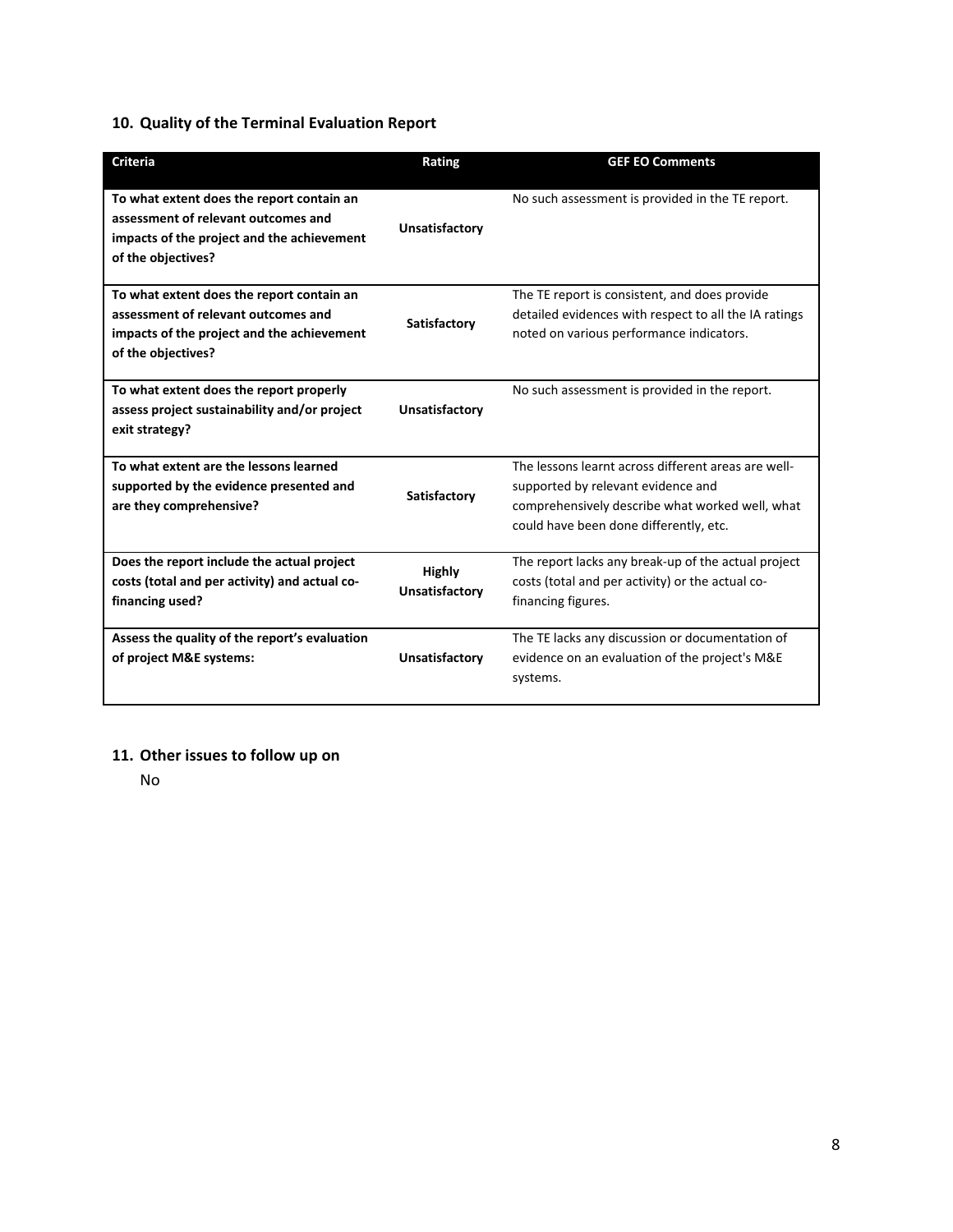## 10. Quality of the Terminal Evaluation Report

| Criteria | Rating | GEF EO Comments |
| --- | --- | --- |
| **To what extent does the report contain an assessment of relevant outcomes and impacts of the project and the achievement of the objectives?** | **Unsatisfactory** | No such assessment is provided in the TE report. |
| **To what extent does the report contain an assessment of relevant outcomes and impacts of the project and the achievement of the objectives?** | **Satisfactory** | The TE report is consistent, and does provide detailed evidences with respect to all the IA ratings noted on various performance indicators. |
| **To what extent does the report properly assess project sustainability and/or project exit strategy?** | **Unsatisfactory** | No such assessment is provided in the report. |
| **To what extent are the lessons learned supported by the evidence presented and are they comprehensive?** | **Satisfactory** | The lessons learnt across different areas are well-supported by relevant evidence and comprehensively describe what worked well, what could have been done differently, etc. |
| **Does the report include the actual project costs (total and per activity) and actual co-financing used?** | **Highly Unsatisfactory** | The report lacks any break-up of the actual project costs (total and per activity) or the actual co-financing figures. |
| **Assess the quality of the report's evaluation of project M&E systems:** | **Unsatisfactory** | The TE lacks any discussion or documentation of evidence on an evaluation of the project's M&E systems. |

## 11. Other issues to follow up on

No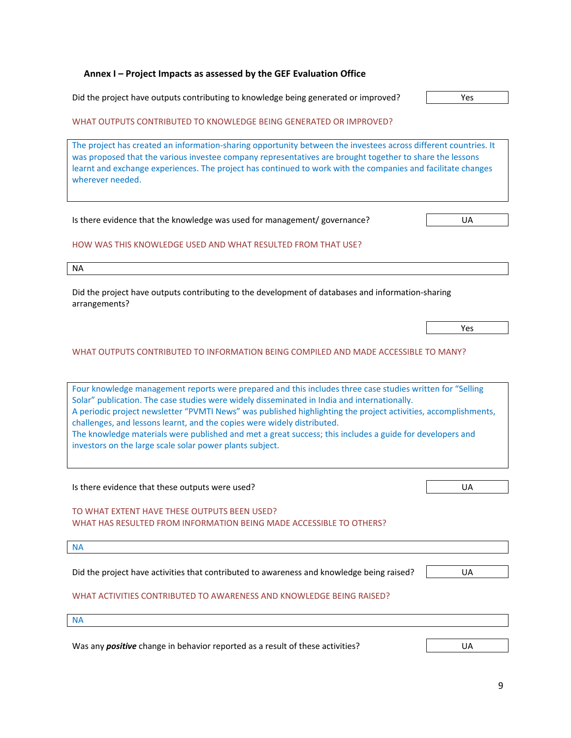### Annex I – Project Impacts as assessed by the GEF Evaluation Office

Did the project have outputs contributing to knowledge being generated or improved? **Yes**

WHAT OUTPUTS CONTRIBUTED TO KNOWLEDGE BEING GENERATED OR IMPROVED?

The project has created an information-sharing opportunity between the investees across different countries. It was proposed that the various investee company representatives are brought together to share the lessons learnt and exchange experiences. The project has continued to work with the companies and facilitate changes wherever needed.

Is there evidence that the knowledge was used for management/ governance? **UA**

HOW WAS THIS KNOWLEDGE USED AND WHAT RESULTED FROM THAT USE?

NA

Did the project have outputs contributing to the development of databases and information-sharing arrangements? **Yes**

WHAT OUTPUTS CONTRIBUTED TO INFORMATION BEING COMPILED AND MADE ACCESSIBLE TO MANY?

Four knowledge management reports were prepared and this includes three case studies written for "Selling Solar" publication. The case studies were widely disseminated in India and internationally.
A periodic project newsletter "PVMTI News" was published highlighting the project activities, accomplishments, challenges, and lessons learnt, and the copies were widely distributed.
The knowledge materials were published and met a great success; this includes a guide for developers and investors on the large scale solar power plants subject.

Is there evidence that these outputs were used? **UA**

TO WHAT EXTENT HAVE THESE OUTPUTS BEEN USED?
WHAT HAS RESULTED FROM INFORMATION BEING MADE ACCESSIBLE TO OTHERS?

NA

Did the project have activities that contributed to awareness and knowledge being raised? **UA**

WHAT ACTIVITIES CONTRIBUTED TO AWARENESS AND KNOWLEDGE BEING RAISED?

NA

Was any ***positive*** change in behavior reported as a result of these activities? **UA**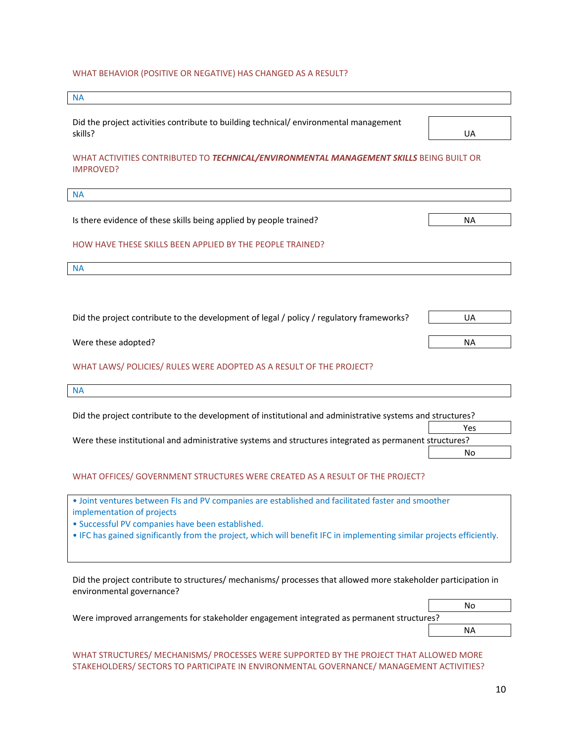WHAT BEHAVIOR (POSITIVE OR NEGATIVE) HAS CHANGED AS A RESULT?

NA

Did the project activities contribute to building technical/ environmental management skills? UA

WHAT ACTIVITIES CONTRIBUTED TO ***TECHNICAL/ENVIRONMENTAL MANAGEMENT SKILLS*** BEING BUILT OR IMPROVED?

NA

Is there evidence of these skills being applied by people trained? NA

HOW HAVE THESE SKILLS BEEN APPLIED BY THE PEOPLE TRAINED?

NA

Did the project contribute to the development of legal / policy / regulatory frameworks? UA

Were these adopted? NA

WHAT LAWS/ POLICIES/ RULES WERE ADOPTED AS A RESULT OF THE PROJECT?

NA

Did the project contribute to the development of institutional and administrative systems and structures? Yes

Were these institutional and administrative systems and structures integrated as permanent structures? No

WHAT OFFICES/ GOVERNMENT STRUCTURES WERE CREATED AS A RESULT OF THE PROJECT?

- Joint ventures between FIs and PV companies are established and facilitated faster and smoother implementation of projects
- Successful PV companies have been established.
- IFC has gained significantly from the project, which will benefit IFC in implementing similar projects efficiently.

Did the project contribute to structures/ mechanisms/ processes that allowed more stakeholder participation in environmental governance? No

Were improved arrangements for stakeholder engagement integrated as permanent structures? NA

WHAT STRUCTURES/ MECHANISMS/ PROCESSES WERE SUPPORTED BY THE PROJECT THAT ALLOWED MORE STAKEHOLDERS/ SECTORS TO PARTICIPATE IN ENVIRONMENTAL GOVERNANCE/ MANAGEMENT ACTIVITIES?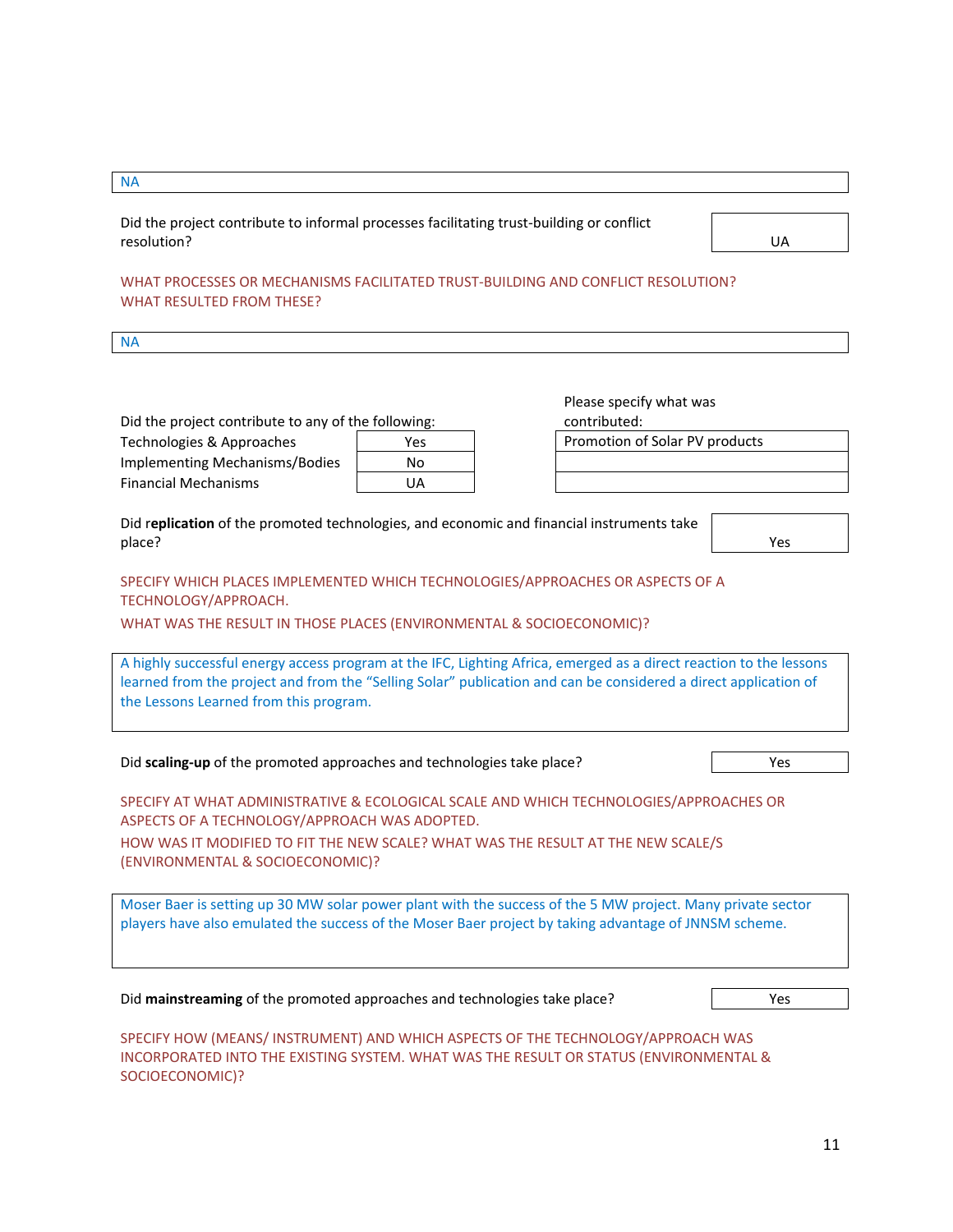NA

Did the project contribute to informal processes facilitating trust-building or conflict resolution? UA

WHAT PROCESSES OR MECHANISMS FACILITATED TRUST-BUILDING AND CONFLICT RESOLUTION? WHAT RESULTED FROM THESE?

NA

Did the project contribute to any of the following:

| | | Please specify what was contributed: |
|---|---|---|
| Technologies & Approaches | Yes | Promotion of Solar PV products |
| Implementing Mechanisms/Bodies | No | |
| Financial Mechanisms | UA | |

Did **replication** of the promoted technologies, and economic and financial instruments take place? Yes

SPECIFY WHICH PLACES IMPLEMENTED WHICH TECHNOLOGIES/APPROACHES OR ASPECTS OF A TECHNOLOGY/APPROACH.
WHAT WAS THE RESULT IN THOSE PLACES (ENVIRONMENTAL & SOCIOECONOMIC)?

A highly successful energy access program at the IFC, Lighting Africa, emerged as a direct reaction to the lessons learned from the project and from the "Selling Solar" publication and can be considered a direct application of the Lessons Learned from this program.

Did **scaling-up** of the promoted approaches and technologies take place? Yes

SPECIFY AT WHAT ADMINISTRATIVE & ECOLOGICAL SCALE AND WHICH TECHNOLOGIES/APPROACHES OR ASPECTS OF A TECHNOLOGY/APPROACH WAS ADOPTED.
HOW WAS IT MODIFIED TO FIT THE NEW SCALE? WHAT WAS THE RESULT AT THE NEW SCALE/S (ENVIRONMENTAL & SOCIOECONOMIC)?

Moser Baer is setting up 30 MW solar power plant with the success of the 5 MW project. Many private sector players have also emulated the success of the Moser Baer project by taking advantage of JNNSM scheme.

Did **mainstreaming** of the promoted approaches and technologies take place? Yes

SPECIFY HOW (MEANS/ INSTRUMENT) AND WHICH ASPECTS OF THE TECHNOLOGY/APPROACH WAS INCORPORATED INTO THE EXISTING SYSTEM. WHAT WAS THE RESULT OR STATUS (ENVIRONMENTAL & SOCIOECONOMIC)?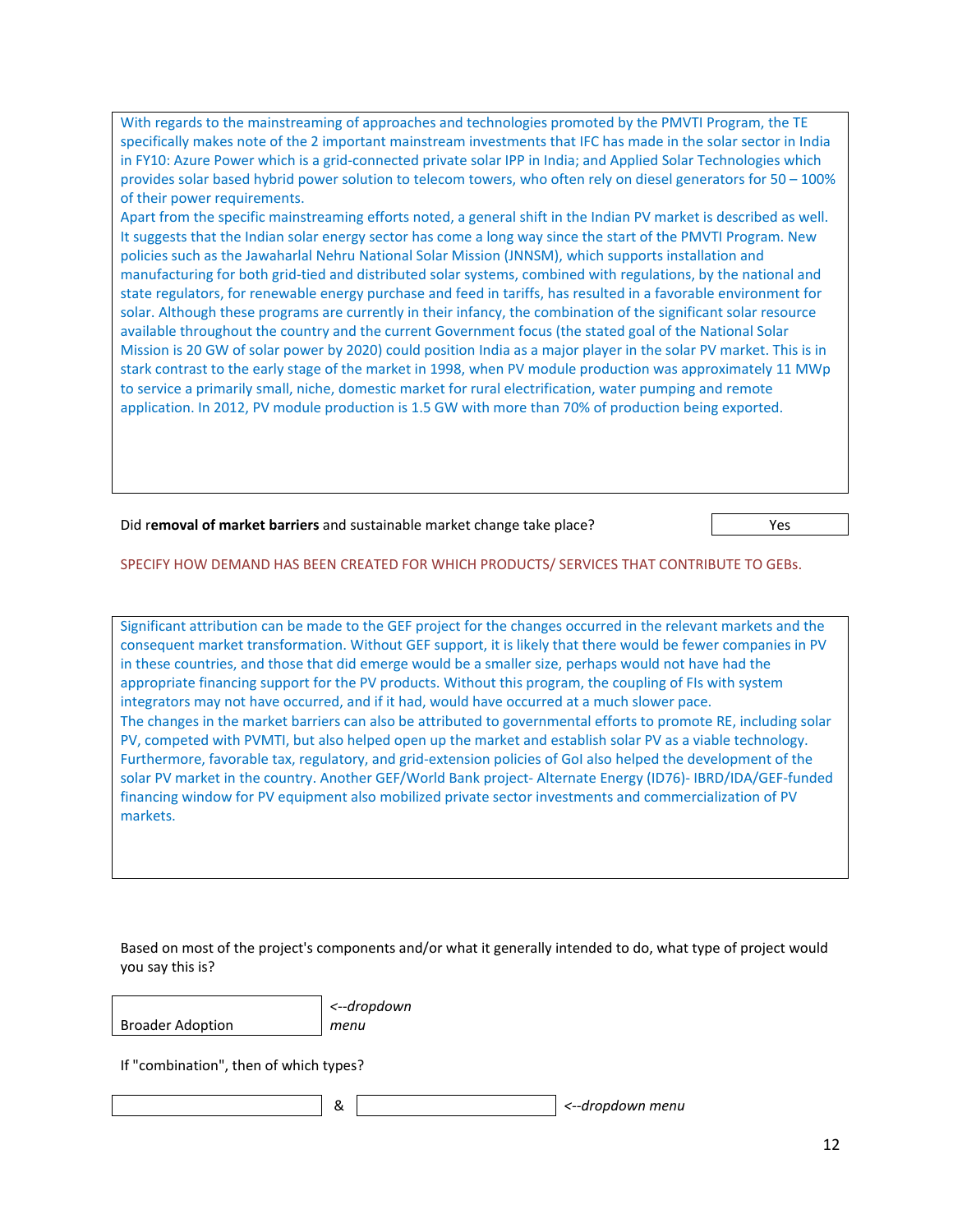With regards to the mainstreaming of approaches and technologies promoted by the PMVTI Program, the TE specifically makes note of the 2 important mainstream investments that IFC has made in the solar sector in India in FY10: Azure Power which is a grid-connected private solar IPP in India; and Applied Solar Technologies which provides solar based hybrid power solution to telecom towers, who often rely on diesel generators for 50 – 100% of their power requirements.

Apart from the specific mainstreaming efforts noted, a general shift in the Indian PV market is described as well. It suggests that the Indian solar energy sector has come a long way since the start of the PMVTI Program. New policies such as the Jawaharlal Nehru National Solar Mission (JNNSM), which supports installation and manufacturing for both grid-tied and distributed solar systems, combined with regulations, by the national and state regulators, for renewable energy purchase and feed in tariffs, has resulted in a favorable environment for solar. Although these programs are currently in their infancy, the combination of the significant solar resource available throughout the country and the current Government focus (the stated goal of the National Solar Mission is 20 GW of solar power by 2020) could position India as a major player in the solar PV market. This is in stark contrast to the early stage of the market in 1998, when PV module production was approximately 11 MWp to service a primarily small, niche, domestic market for rural electrification, water pumping and remote application. In 2012, PV module production is 1.5 GW with more than 70% of production being exported.

Did **removal of market barriers** and sustainable market change take place? | Yes

SPECIFY HOW DEMAND HAS BEEN CREATED FOR WHICH PRODUCTS/ SERVICES THAT CONTRIBUTE TO GEBs.

Significant attribution can be made to the GEF project for the changes occurred in the relevant markets and the consequent market transformation. Without GEF support, it is likely that there would be fewer companies in PV in these countries, and those that did emerge would be a smaller size, perhaps would not have had the appropriate financing support for the PV products. Without this program, the coupling of FIs with system integrators may not have occurred, and if it had, would have occurred at a much slower pace.

The changes in the market barriers can also be attributed to governmental efforts to promote RE, including solar PV, competed with PVMTI, but also helped open up the market and establish solar PV as a viable technology. Furthermore, favorable tax, regulatory, and grid-extension policies of GoI also helped the development of the solar PV market in the country. Another GEF/World Bank project- Alternate Energy (ID76)- IBRD/IDA/GEF-funded financing window for PV equipment also mobilized private sector investments and commercialization of PV markets.

Based on most of the project's components and/or what it generally intended to do, what type of project would you say this is?

Broader Adoption *<--dropdown menu*

If "combination", then of which types?

&nbsp; & &nbsp; *<--dropdown menu*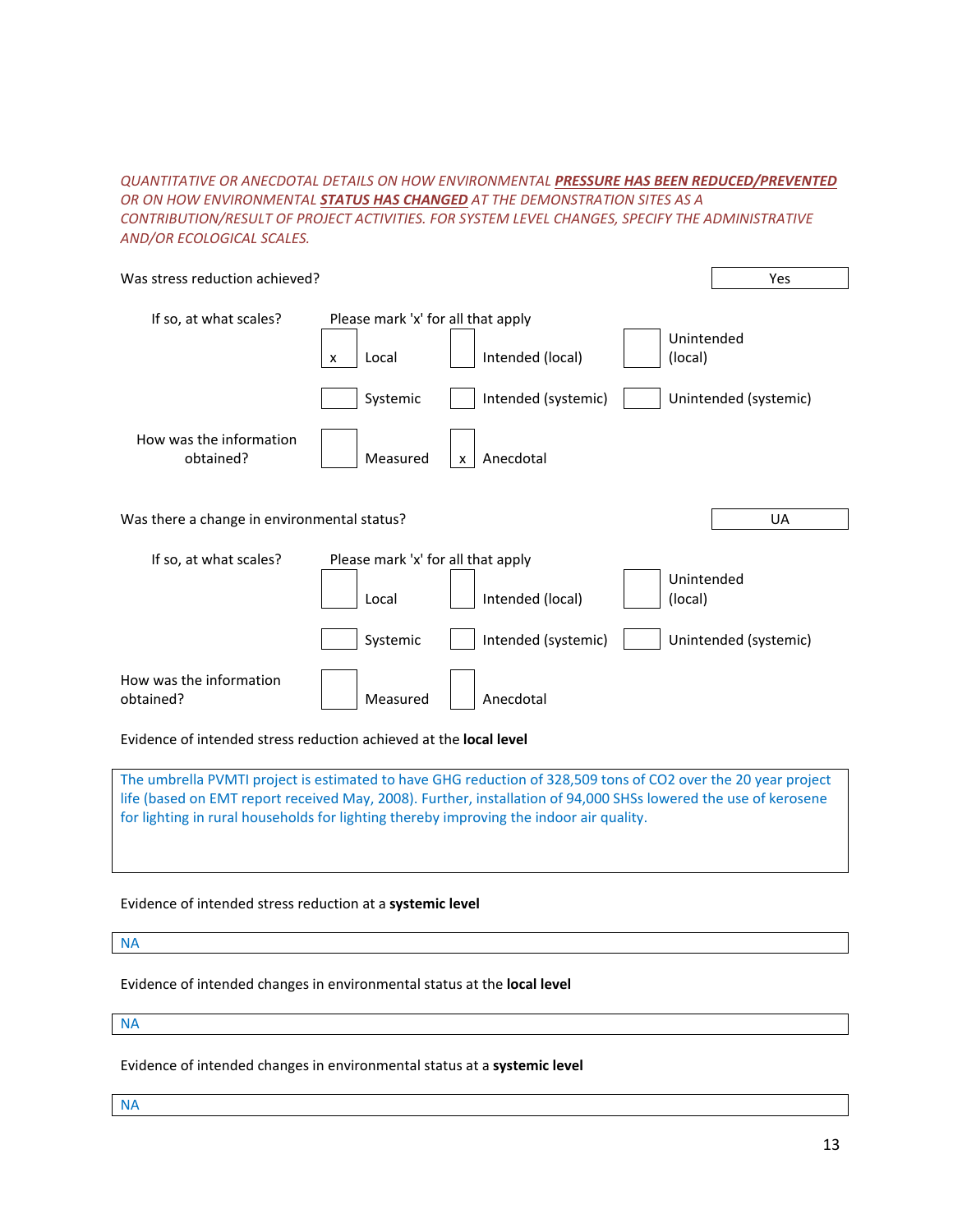*QUANTITATIVE OR ANECDOTAL DETAILS ON HOW ENVIRONMENTAL **PRESSURE HAS BEEN REDUCED/PREVENTED** OR ON HOW ENVIRONMENTAL **STATUS HAS CHANGED** AT THE DEMONSTRATION SITES AS A CONTRIBUTION/RESULT OF PROJECT ACTIVITIES. FOR SYSTEM LEVEL CHANGES, SPECIFY THE ADMINISTRATIVE AND/OR ECOLOGICAL SCALES.*

Was stress reduction achieved? **Yes**

If so, at what scales? Please mark 'x' for all that apply

| | | |
|---|---|---|
| [x] Local | [ ] Intended (local) | [ ] Unintended (local) |
| [ ] Systemic | [ ] Intended (systemic) | [ ] Unintended (systemic) |

How was the information obtained?

| | |
|---|---|
| [ ] Measured | [x] Anecdotal |

Was there a change in environmental status? **UA**

If so, at what scales? Please mark 'x' for all that apply

| | | |
|---|---|---|
| [ ] Local | [ ] Intended (local) | [ ] Unintended (local) |
| [ ] Systemic | [ ] Intended (systemic) | [ ] Unintended (systemic) |

How was the information obtained?

| | |
|---|---|
| [ ] Measured | [ ] Anecdotal |

Evidence of intended stress reduction achieved at the **local level**

The umbrella PVMTI project is estimated to have GHG reduction of 328,509 tons of $CO_2$ over the 20 year project life (based on EMT report received May, 2008). Further, installation of 94,000 SHSs lowered the use of kerosene for lighting in rural households for lighting thereby improving the indoor air quality.

Evidence of intended stress reduction at a **systemic level**

NA

Evidence of intended changes in environmental status at the **local level**

NA

Evidence of intended changes in environmental status at a **systemic level**

NA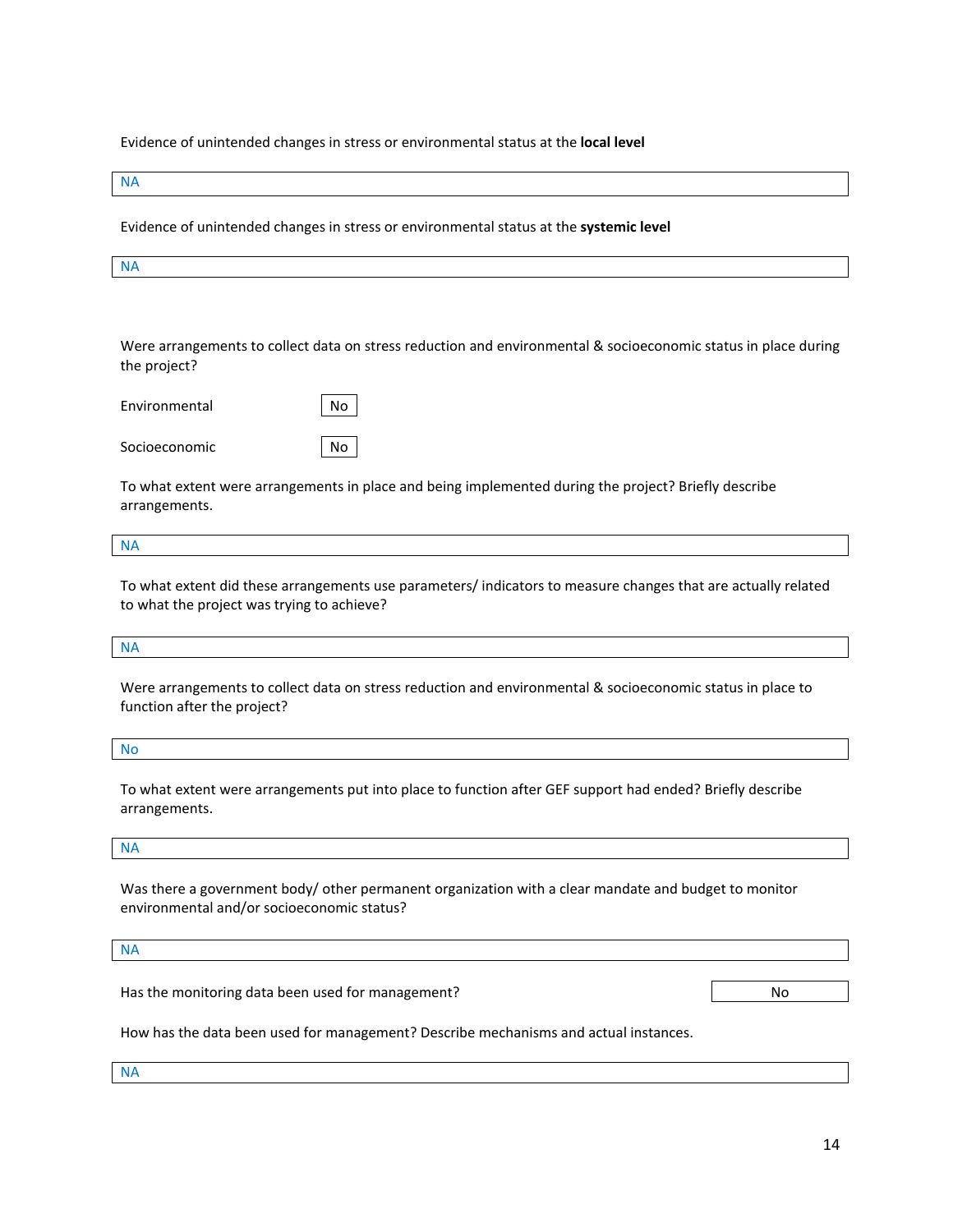Evidence of unintended changes in stress or environmental status at the **local level**

NA

Evidence of unintended changes in stress or environmental status at the **systemic level**

NA

Were arrangements to collect data on stress reduction and environmental & socioeconomic status in place during the project?

Environmental: No

Socioeconomic: No

To what extent were arrangements in place and being implemented during the project? Briefly describe arrangements.

NA

To what extent did these arrangements use parameters/ indicators to measure changes that are actually related to what the project was trying to achieve?

NA

Were arrangements to collect data on stress reduction and environmental & socioeconomic status in place to function after the project?

No

To what extent were arrangements put into place to function after GEF support had ended? Briefly describe arrangements.

NA

Was there a government body/ other permanent organization with a clear mandate and budget to monitor environmental and/or socioeconomic status?

NA

Has the monitoring data been used for management? No

How has the data been used for management? Describe mechanisms and actual instances.

NA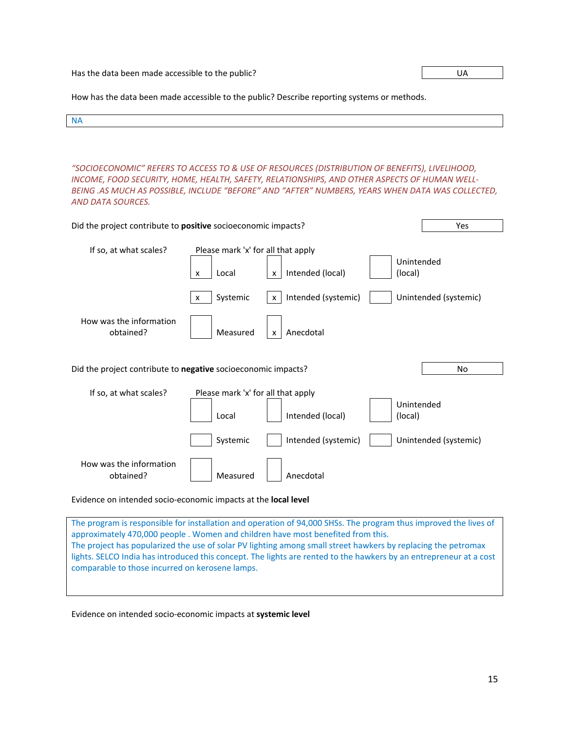Has the data been made accessible to the public? UA

How has the data been made accessible to the public? Describe reporting systems or methods.

NA

*"SOCIOECONOMIC" REFERS TO ACCESS TO & USE OF RESOURCES (DISTRIBUTION OF BENEFITS), LIVELIHOOD, INCOME, FOOD SECURITY, HOME, HEALTH, SAFETY, RELATIONSHIPS, AND OTHER ASPECTS OF HUMAN WELL-BEING .AS MUCH AS POSSIBLE, INCLUDE "BEFORE" AND "AFTER" NUMBERS, YEARS WHEN DATA WAS COLLECTED, AND DATA SOURCES.*

Did the project contribute to **positive** socioeconomic impacts? Yes

If so, at what scales? Please mark 'x' for all that apply

| | | |
|---|---|---|
| [x] Local | [x] Intended (local) | [ ] Unintended (local) |
| [x] Systemic | [x] Intended (systemic) | [ ] Unintended (systemic) |

How was the information obtained? [ ] Measured [x] Anecdotal

Did the project contribute to **negative** socioeconomic impacts? No

If so, at what scales? Please mark 'x' for all that apply

| | | |
|---|---|---|
| [ ] Local | [ ] Intended (local) | [ ] Unintended (local) |
| [ ] Systemic | [ ] Intended (systemic) | [ ] Unintended (systemic) |

How was the information obtained? [ ] Measured [ ] Anecdotal

Evidence on intended socio-economic impacts at the **local level**

The program is responsible for installation and operation of 94,000 SHSs. The program thus improved the lives of approximately 470,000 people . Women and children have most benefited from this.
The project has popularized the use of solar PV lighting among small street hawkers by replacing the petromax lights. SELCO India has introduced this concept. The lights are rented to the hawkers by an entrepreneur at a cost comparable to those incurred on kerosene lamps.

Evidence on intended socio-economic impacts at **systemic level**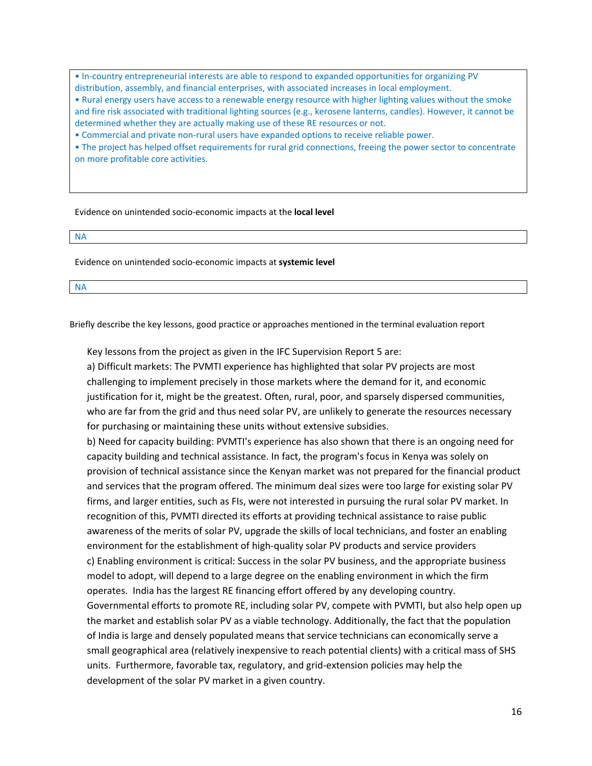• In-country entrepreneurial interests are able to respond to expanded opportunities for organizing PV distribution, assembly, and financial enterprises, with associated increases in local employment.
• Rural energy users have access to a renewable energy resource with higher lighting values without the smoke and fire risk associated with traditional lighting sources (e.g., kerosene lanterns, candles). However, it cannot be determined whether they are actually making use of these RE resources or not.
• Commercial and private non-rural users have expanded options to receive reliable power.
• The project has helped offset requirements for rural grid connections, freeing the power sector to concentrate on more profitable core activities.

Evidence on unintended socio-economic impacts at the **local level**

NA

Evidence on unintended socio-economic impacts at **systemic level**

NA

Briefly describe the key lessons, good practice or approaches mentioned in the terminal evaluation report

Key lessons from the project as given in the IFC Supervision Report 5 are:

a) Difficult markets: The PVMTI experience has highlighted that solar PV projects are most challenging to implement precisely in those markets where the demand for it, and economic justification for it, might be the greatest. Often, rural, poor, and sparsely dispersed communities, who are far from the grid and thus need solar PV, are unlikely to generate the resources necessary for purchasing or maintaining these units without extensive subsidies.

b) Need for capacity building: PVMTI's experience has also shown that there is an ongoing need for capacity building and technical assistance. In fact, the program's focus in Kenya was solely on provision of technical assistance since the Kenyan market was not prepared for the financial product and services that the program offered. The minimum deal sizes were too large for existing solar PV firms, and larger entities, such as FIs, were not interested in pursuing the rural solar PV market. In recognition of this, PVMTI directed its efforts at providing technical assistance to raise public awareness of the merits of solar PV, upgrade the skills of local technicians, and foster an enabling environment for the establishment of high-quality solar PV products and service providers

c) Enabling environment is critical: Success in the solar PV business, and the appropriate business model to adopt, will depend to a large degree on the enabling environment in which the firm operates. India has the largest RE financing effort offered by any developing country. Governmental efforts to promote RE, including solar PV, compete with PVMTI, but also help open up the market and establish solar PV as a viable technology. Additionally, the fact that the population of India is large and densely populated means that service technicians can economically serve a small geographical area (relatively inexpensive to reach potential clients) with a critical mass of SHS units. Furthermore, favorable tax, regulatory, and grid-extension policies may help the development of the solar PV market in a given country.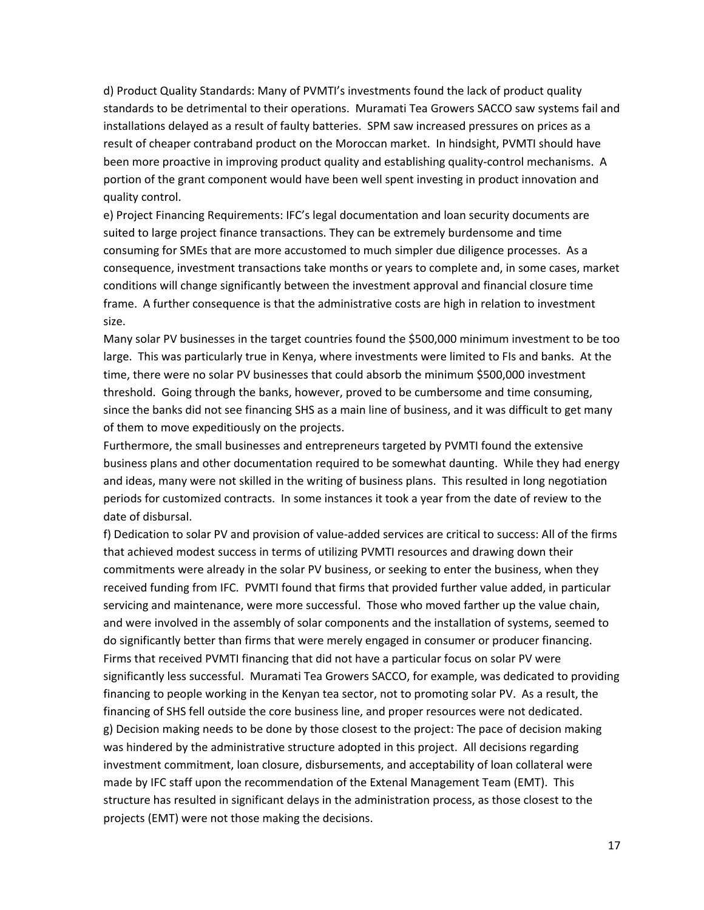d) Product Quality Standards: Many of PVMTI's investments found the lack of product quality standards to be detrimental to their operations. Muramati Tea Growers SACCO saw systems fail and installations delayed as a result of faulty batteries. SPM saw increased pressures on prices as a result of cheaper contraband product on the Moroccan market. In hindsight, PVMTI should have been more proactive in improving product quality and establishing quality-control mechanisms. A portion of the grant component would have been well spent investing in product innovation and quality control.

e) Project Financing Requirements: IFC's legal documentation and loan security documents are suited to large project finance transactions. They can be extremely burdensome and time consuming for SMEs that are more accustomed to much simpler due diligence processes. As a consequence, investment transactions take months or years to complete and, in some cases, market conditions will change significantly between the investment approval and financial closure time frame. A further consequence is that the administrative costs are high in relation to investment size.

Many solar PV businesses in the target countries found the $500,000 minimum investment to be too large. This was particularly true in Kenya, where investments were limited to FIs and banks. At the time, there were no solar PV businesses that could absorb the minimum $500,000 investment threshold. Going through the banks, however, proved to be cumbersome and time consuming, since the banks did not see financing SHS as a main line of business, and it was difficult to get many of them to move expeditiously on the projects.

Furthermore, the small businesses and entrepreneurs targeted by PVMTI found the extensive business plans and other documentation required to be somewhat daunting. While they had energy and ideas, many were not skilled in the writing of business plans. This resulted in long negotiation periods for customized contracts. In some instances it took a year from the date of review to the date of disbursal.

f) Dedication to solar PV and provision of value-added services are critical to success: All of the firms that achieved modest success in terms of utilizing PVMTI resources and drawing down their commitments were already in the solar PV business, or seeking to enter the business, when they received funding from IFC. PVMTI found that firms that provided further value added, in particular servicing and maintenance, were more successful. Those who moved farther up the value chain, and were involved in the assembly of solar components and the installation of systems, seemed to do significantly better than firms that were merely engaged in consumer or producer financing. Firms that received PVMTI financing that did not have a particular focus on solar PV were significantly less successful. Muramati Tea Growers SACCO, for example, was dedicated to providing financing to people working in the Kenyan tea sector, not to promoting solar PV. As a result, the financing of SHS fell outside the core business line, and proper resources were not dedicated.

g) Decision making needs to be done by those closest to the project: The pace of decision making was hindered by the administrative structure adopted in this project. All decisions regarding investment commitment, loan closure, disbursements, and acceptability of loan collateral were made by IFC staff upon the recommendation of the Extenal Management Team (EMT). This structure has resulted in significant delays in the administration process, as those closest to the projects (EMT) were not those making the decisions.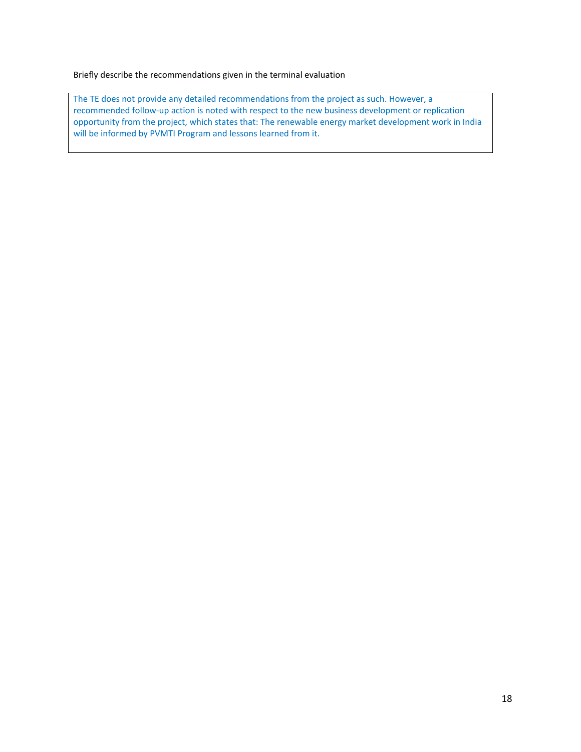Briefly describe the recommendations given in the terminal evaluation

The TE does not provide any detailed recommendations from the project as such. However, a recommended follow-up action is noted with respect to the new business development or replication opportunity from the project, which states that: The renewable energy market development work in India will be informed by PVMTI Program and lessons learned from it.